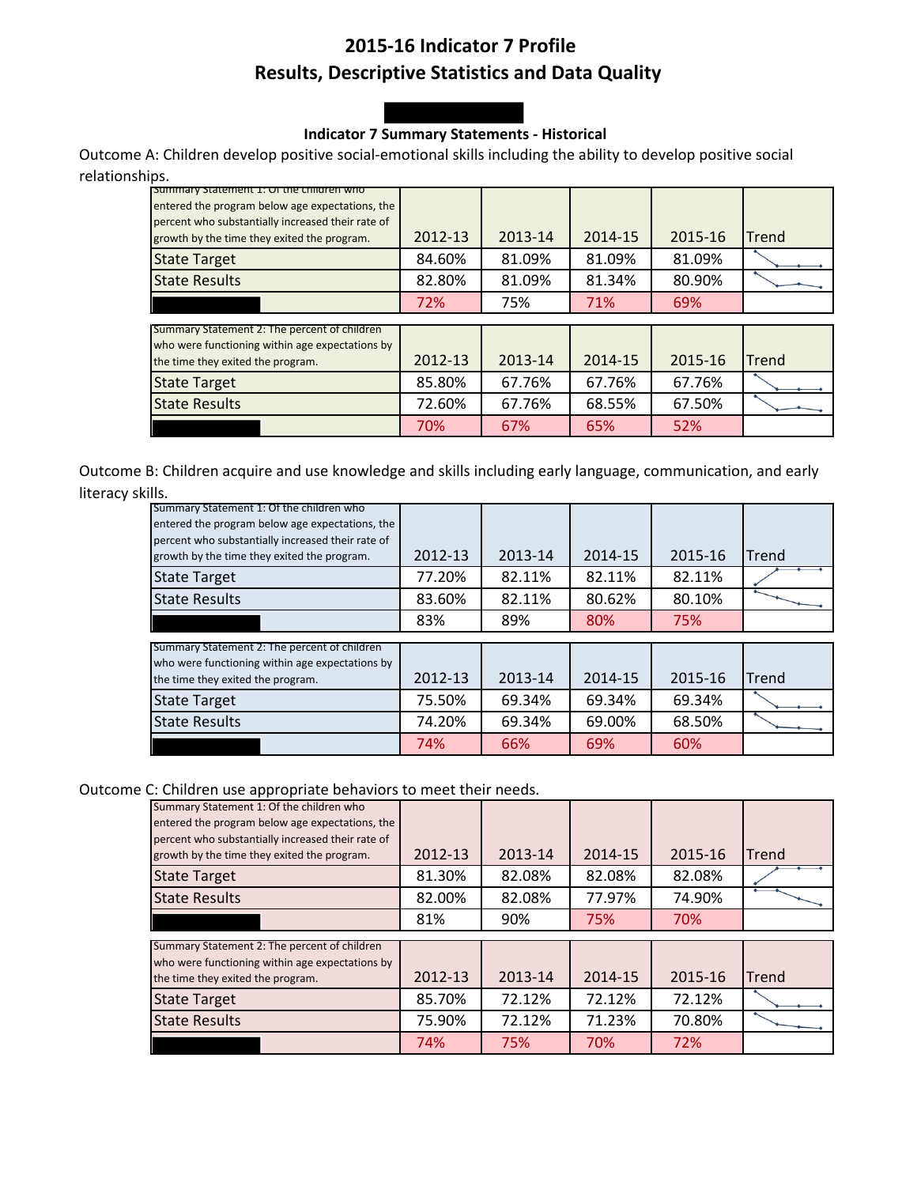# 2015-16 Indicator 7 Profile

## Results, Descriptive Statistics and Data Quality

### Indicator 7 Summary Statements - Historical

Outcome A: Children develop positive social-emotional skills including the ability to develop positive social relationships.

| Summary Statement 1: Of the children who entered the program below age expectations, the percent who substantially increased their rate of growth by the time they exited the program. | 2012-13 | 2013-14 | 2014-15 | 2015-16 | Trend |
|---|---|---|---|---|---|
| State Target | 84.60% | 81.09% | 81.09% | 81.09% | |
| State Results | 82.80% | 81.09% | 81.34% | 80.90% | |
| | 72% | 75% | 71% | 69% | |

| Summary Statement 2: The percent of children who were functioning within age expectations by the time they exited the program. | 2012-13 | 2013-14 | 2014-15 | 2015-16 | Trend |
|---|---|---|---|---|---|
| State Target | 85.80% | 67.76% | 67.76% | 67.76% | |
| State Results | 72.60% | 67.76% | 68.55% | 67.50% | |
| | 70% | 67% | 65% | 52% | |

Outcome B: Children acquire and use knowledge and skills including early language, communication, and early literacy skills.

| Summary Statement 1: Of the children who entered the program below age expectations, the percent who substantially increased their rate of growth by the time they exited the program. | 2012-13 | 2013-14 | 2014-15 | 2015-16 | Trend |
|---|---|---|---|---|---|
| State Target | 77.20% | 82.11% | 82.11% | 82.11% | |
| State Results | 83.60% | 82.11% | 80.62% | 80.10% | |
| | 83% | 89% | 80% | 75% | |

| Summary Statement 2: The percent of children who were functioning within age expectations by the time they exited the program. | 2012-13 | 2013-14 | 2014-15 | 2015-16 | Trend |
|---|---|---|---|---|---|
| State Target | 75.50% | 69.34% | 69.34% | 69.34% | |
| State Results | 74.20% | 69.34% | 69.00% | 68.50% | |
| | 74% | 66% | 69% | 60% | |

Outcome C: Children use appropriate behaviors to meet their needs.

| Summary Statement 1: Of the children who entered the program below age expectations, the percent who substantially increased their rate of growth by the time they exited the program. | 2012-13 | 2013-14 | 2014-15 | 2015-16 | Trend |
|---|---|---|---|---|---|
| State Target | 81.30% | 82.08% | 82.08% | 82.08% | |
| State Results | 82.00% | 82.08% | 77.97% | 74.90% | |
| | 81% | 90% | 75% | 70% | |

| Summary Statement 2: The percent of children who were functioning within age expectations by the time they exited the program. | 2012-13 | 2013-14 | 2014-15 | 2015-16 | Trend |
|---|---|---|---|---|---|
| State Target | 85.70% | 72.12% | 72.12% | 72.12% | |
| State Results | 75.90% | 72.12% | 71.23% | 70.80% | |
| | 74% | 75% | 70% | 72% | |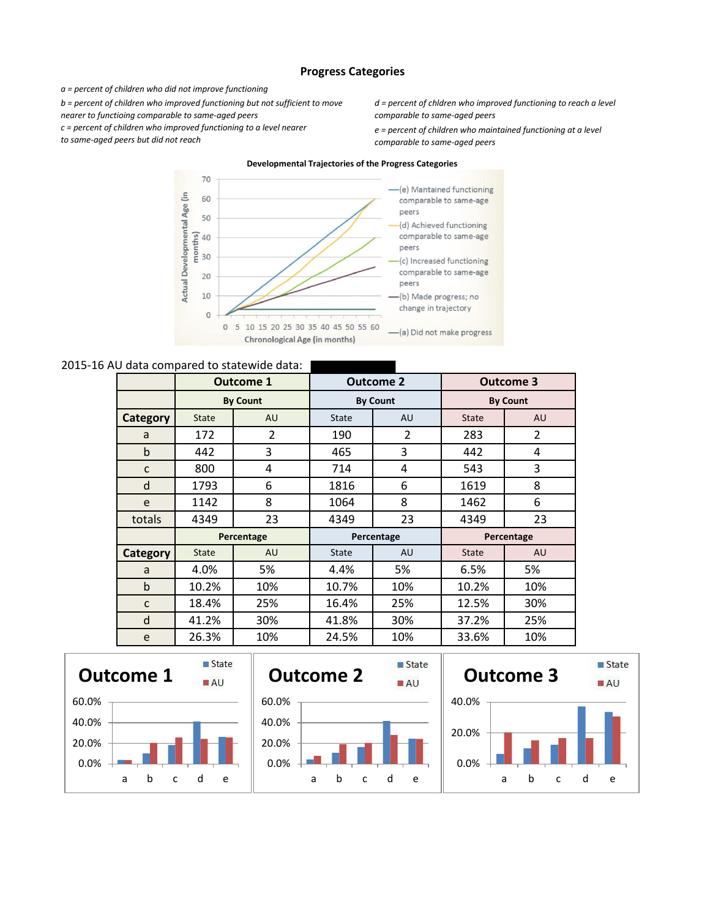## Progress Categories

*a = percent of children who did not improve functioning*

*b = percent of children who improved functioning but not sufficient to move nearer to functioing comparable to same-aged peers*

*c = percent of children who improved functioning to a level nearer to same-aged peers but did not reach*

*d = percent of chldren who improved functioning to reach a level comparable to same-aged peers*

*e = percent of children who maintained functioning at a level comparable to same-aged peers*

**Developmental Trajectories of the Progress Categories**

2015-16 AU data compared to statewide data:

| | Outcome 1 | | Outcome 2 | | Outcome 3 | |
|---|---|---|---|---|---|---|
| | By Count | | By Count | | By Count | |
| **Category** | State | AU | State | AU | State | AU |
| a | 172 | 2 | 190 | 2 | 283 | 2 |
| b | 442 | 3 | 465 | 3 | 442 | 4 |
| c | 800 | 4 | 714 | 4 | 543 | 3 |
| d | 1793 | 6 | 1816 | 6 | 1619 | 8 |
| e | 1142 | 8 | 1064 | 8 | 1462 | 6 |
| totals | 4349 | 23 | 4349 | 23 | 4349 | 23 |
| | Percentage | | Percentage | | Percentage | |
| **Category** | State | AU | State | AU | State | AU |
| a | 4.0% | 5% | 4.4% | 5% | 6.5% | 5% |
| b | 10.2% | 10% | 10.7% | 10% | 10.2% | 10% |
| c | 18.4% | 25% | 16.4% | 25% | 12.5% | 30% |
| d | 41.2% | 30% | 41.8% | 30% | 37.2% | 25% |
| e | 26.3% | 10% | 24.5% | 10% | 33.6% | 10% |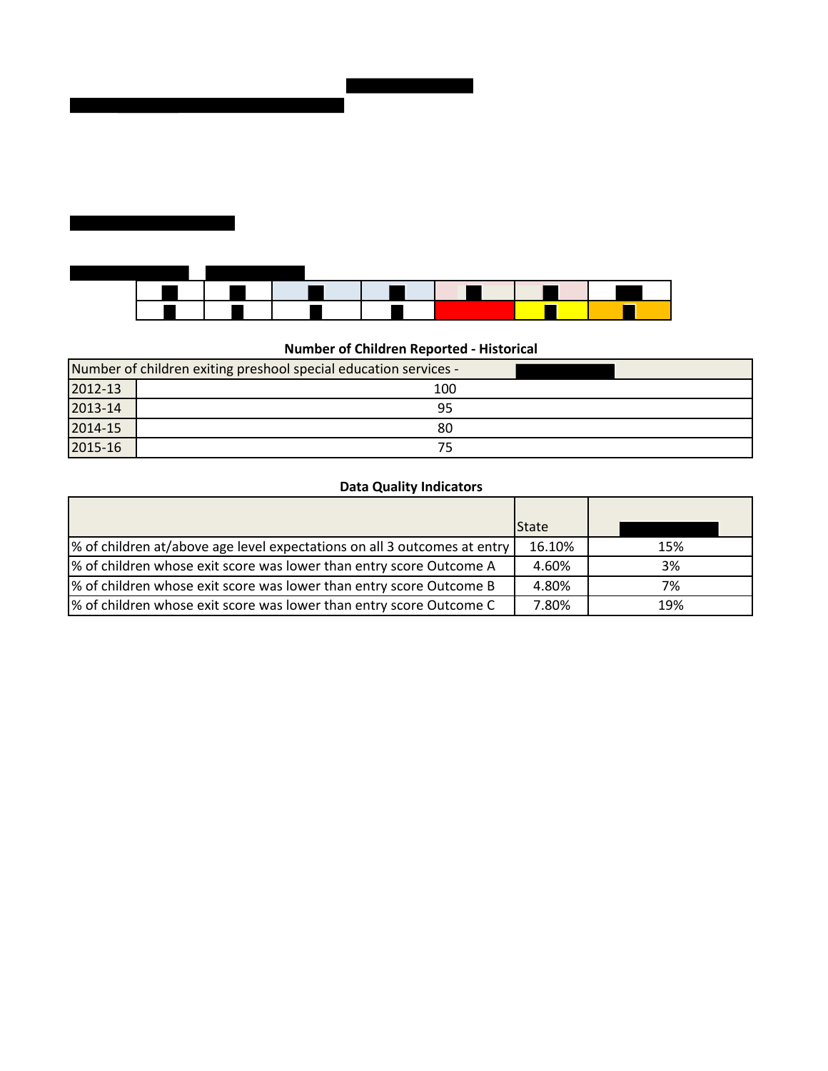### Number of Children Reported - Historical

| Number of children exiting preshool special education services - | |
|---|---|
| 2012-13 | 100 |
| 2013-14 | 95 |
| 2014-15 | 80 |
| 2015-16 | 75 |

### Data Quality Indicators

| | State | |
|---|---|---|
| % of children at/above age level expectations on all 3 outcomes at entry | 16.10% | 15% |
| % of children whose exit score was lower than entry score Outcome A | 4.60% | 3% |
| % of children whose exit score was lower than entry score Outcome B | 4.80% | 7% |
| % of children whose exit score was lower than entry score Outcome C | 7.80% | 19% |